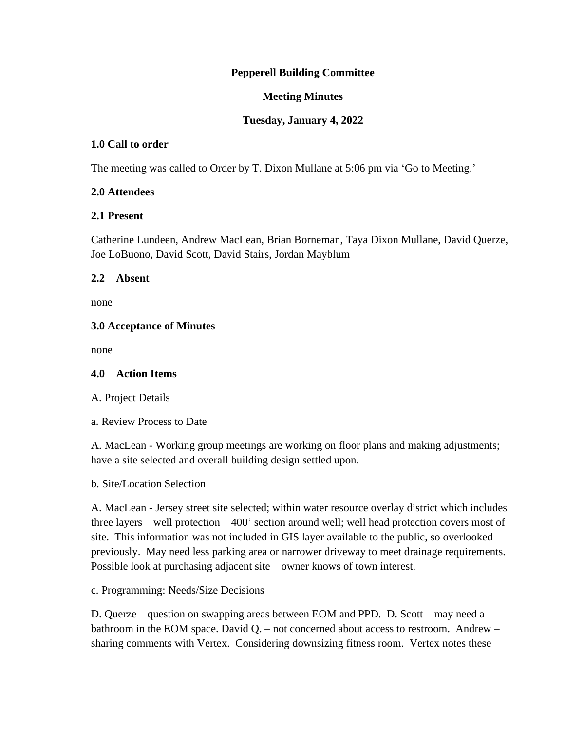**Pepperell Building Committee**

**Meeting Minutes**

**Tuesday, January 4, 2022**

**1.0 Call to order**

The meeting was called to Order by T. Dixon Mullane at 5:06 pm via 'Go to Meeting.'

**2.0 Attendees**

**2.1 Present**

Catherine Lundeen, Andrew MacLean, Brian Borneman, Taya Dixon Mullane, David Querze, Joe LoBuono, David Scott, David Stairs, Jordan Mayblum

**2.2 Absent**

none

**3.0 Acceptance of Minutes**

none

**4.0 Action Items**

A. Project Details

a. Review Process to Date

A. MacLean - Working group meetings are working on floor plans and making adjustments; have a site selected and overall building design settled upon.

b. Site/Location Selection

A. MacLean - Jersey street site selected; within water resource overlay district which includes three layers – well protection – 400' section around well; well head protection covers most of site. This information was not included in GIS layer available to the public, so overlooked previously. May need less parking area or narrower driveway to meet drainage requirements. Possible look at purchasing adjacent site – owner knows of town interest.

c. Programming: Needs/Size Decisions

D. Querze – question on swapping areas between EOM and PPD. D. Scott – may need a bathroom in the EOM space. David Q. – not concerned about access to restroom. Andrew – sharing comments with Vertex. Considering downsizing fitness room. Vertex notes these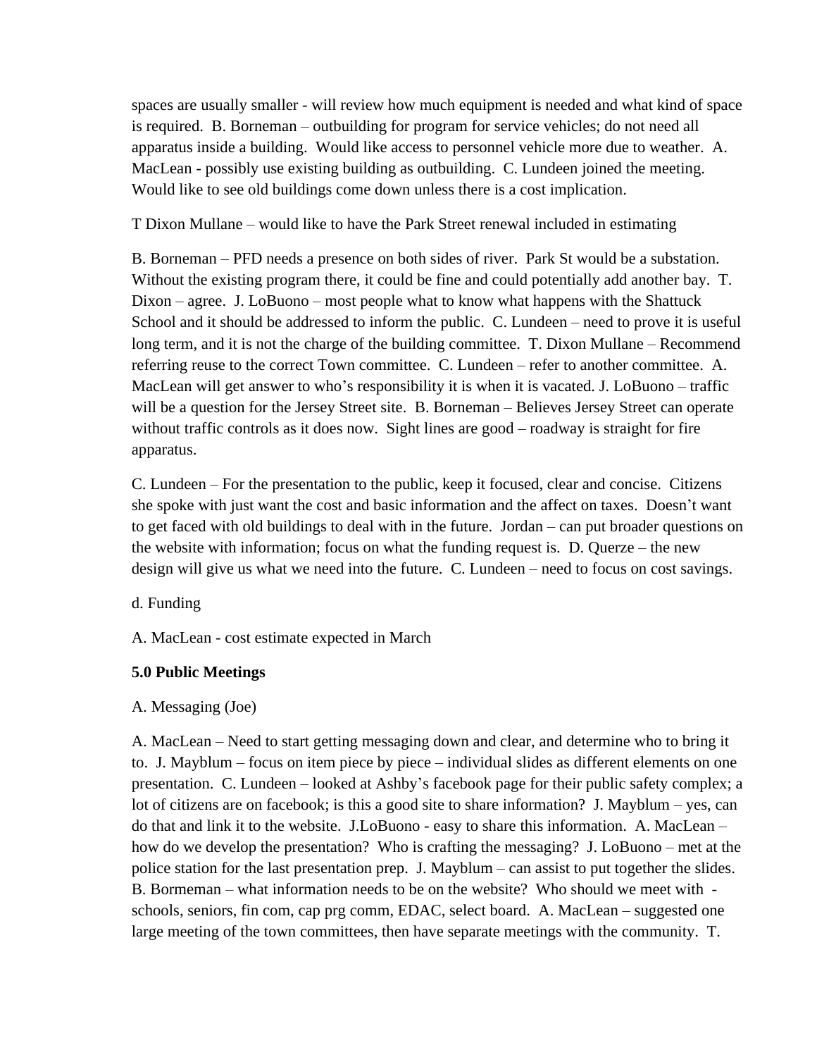spaces are usually smaller - will review how much equipment is needed and what kind of space is required. B. Borneman – outbuilding for program for service vehicles; do not need all apparatus inside a building. Would like access to personnel vehicle more due to weather. A. MacLean - possibly use existing building as outbuilding. C. Lundeen joined the meeting. Would like to see old buildings come down unless there is a cost implication.

T Dixon Mullane – would like to have the Park Street renewal included in estimating

B. Borneman – PFD needs a presence on both sides of river. Park St would be a substation. Without the existing program there, it could be fine and could potentially add another bay. T. Dixon – agree. J. LoBuono – most people what to know what happens with the Shattuck School and it should be addressed to inform the public. C. Lundeen – need to prove it is useful long term, and it is not the charge of the building committee. T. Dixon Mullane – Recommend referring reuse to the correct Town committee. C. Lundeen – refer to another committee. A. MacLean will get answer to who's responsibility it is when it is vacated. J. LoBuono – traffic will be a question for the Jersey Street site. B. Borneman – Believes Jersey Street can operate without traffic controls as it does now. Sight lines are good – roadway is straight for fire apparatus.

C. Lundeen – For the presentation to the public, keep it focused, clear and concise. Citizens she spoke with just want the cost and basic information and the affect on taxes. Doesn't want to get faced with old buildings to deal with in the future. Jordan – can put broader questions on the website with information; focus on what the funding request is. D. Querze – the new design will give us what we need into the future. C. Lundeen – need to focus on cost savings.

d. Funding

A. MacLean - cost estimate expected in March

**5.0 Public Meetings**

A. Messaging (Joe)

A. MacLean – Need to start getting messaging down and clear, and determine who to bring it to. J. Mayblum – focus on item piece by piece – individual slides as different elements on one presentation. C. Lundeen – looked at Ashby's facebook page for their public safety complex; a lot of citizens are on facebook; is this a good site to share information? J. Mayblum – yes, can do that and link it to the website. J.LoBuono - easy to share this information. A. MacLean – how do we develop the presentation? Who is crafting the messaging? J. LoBuono – met at the police station for the last presentation prep. J. Mayblum – can assist to put together the slides. B. Bormeman – what information needs to be on the website? Who should we meet with - schools, seniors, fin com, cap prg comm, EDAC, select board. A. MacLean – suggested one large meeting of the town committees, then have separate meetings with the community. T.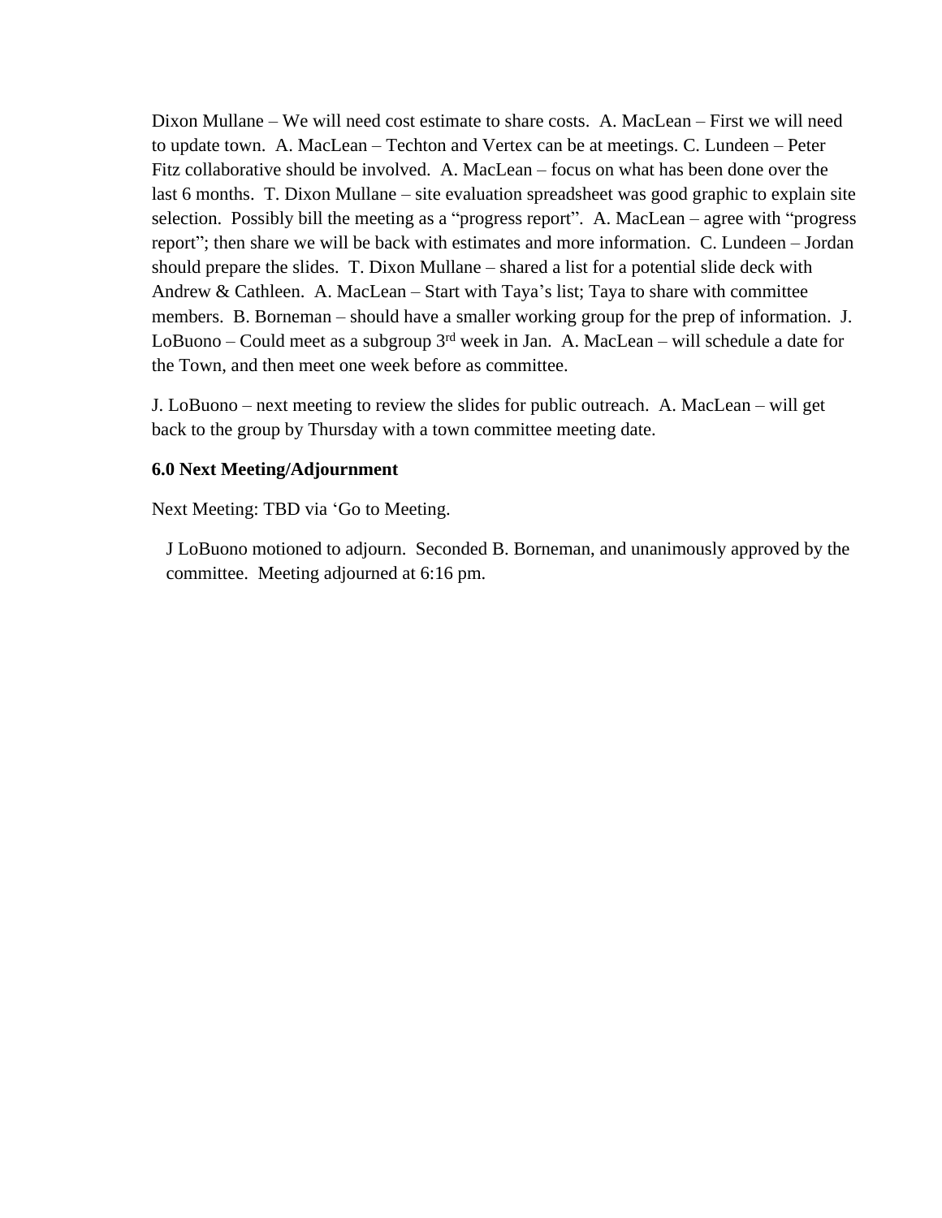Dixon Mullane – We will need cost estimate to share costs. A. MacLean – First we will need to update town. A. MacLean – Techton and Vertex can be at meetings. C. Lundeen – Peter Fitz collaborative should be involved. A. MacLean – focus on what has been done over the last 6 months. T. Dixon Mullane – site evaluation spreadsheet was good graphic to explain site selection. Possibly bill the meeting as a "progress report". A. MacLean – agree with "progress report"; then share we will be back with estimates and more information. C. Lundeen – Jordan should prepare the slides. T. Dixon Mullane – shared a list for a potential slide deck with Andrew & Cathleen. A. MacLean – Start with Taya's list; Taya to share with committee members. B. Borneman – should have a smaller working group for the prep of information. J. LoBuono – Could meet as a subgroup 3rd week in Jan. A. MacLean – will schedule a date for the Town, and then meet one week before as committee.

J. LoBuono – next meeting to review the slides for public outreach. A. MacLean – will get back to the group by Thursday with a town committee meeting date.

**6.0 Next Meeting/Adjournment**

Next Meeting: TBD via 'Go to Meeting.

J LoBuono motioned to adjourn. Seconded B. Borneman, and unanimously approved by the committee. Meeting adjourned at 6:16 pm.